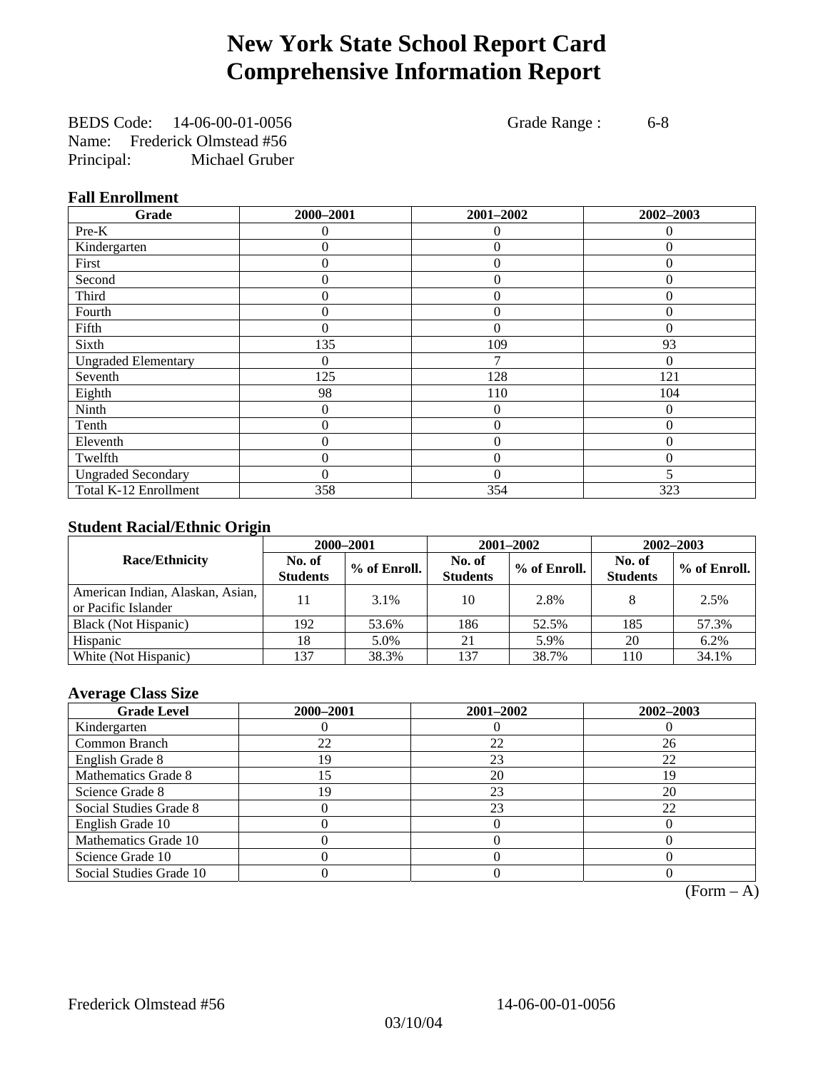# New York State School Report Card
# Comprehensive Information Report

BEDS Code: 14-06-00-01-0056 Grade Range : 6-8
Name: Frederick Olmstead #56
Principal: Michael Gruber

### Fall Enrollment

| Grade | 2000–2001 | 2001–2002 | 2002–2003 |
|---|---|---|---|
| Pre-K | 0 | 0 | 0 |
| Kindergarten | 0 | 0 | 0 |
| First | 0 | 0 | 0 |
| Second | 0 | 0 | 0 |
| Third | 0 | 0 | 0 |
| Fourth | 0 | 0 | 0 |
| Fifth | 0 | 0 | 0 |
| Sixth | 135 | 109 | 93 |
| Ungraded Elementary | 0 | 7 | 0 |
| Seventh | 125 | 128 | 121 |
| Eighth | 98 | 110 | 104 |
| Ninth | 0 | 0 | 0 |
| Tenth | 0 | 0 | 0 |
| Eleventh | 0 | 0 | 0 |
| Twelfth | 0 | 0 | 0 |
| Ungraded Secondary | 0 | 0 | 5 |
| Total K-12 Enrollment | 358 | 354 | 323 |

### Student Racial/Ethnic Origin

| Race/Ethnicity | 2000–2001 | | 2001–2002 | | 2002–2003 | |
|---|---|---|---|---|---|---|
| | No. of Students | % of Enroll. | No. of Students | % of Enroll. | No. of Students | % of Enroll. |
| American Indian, Alaskan, Asian, or Pacific Islander | 11 | 3.1% | 10 | 2.8% | 8 | 2.5% |
| Black (Not Hispanic) | 192 | 53.6% | 186 | 52.5% | 185 | 57.3% |
| Hispanic | 18 | 5.0% | 21 | 5.9% | 20 | 6.2% |
| White (Not Hispanic) | 137 | 38.3% | 137 | 38.7% | 110 | 34.1% |

### Average Class Size

| Grade Level | 2000–2001 | 2001–2002 | 2002–2003 |
|---|---|---|---|
| Kindergarten | 0 | 0 | 0 |
| Common Branch | 22 | 22 | 26 |
| English Grade 8 | 19 | 23 | 22 |
| Mathematics Grade 8 | 15 | 20 | 19 |
| Science Grade 8 | 19 | 23 | 20 |
| Social Studies Grade 8 | 0 | 23 | 22 |
| English Grade 10 | 0 | 0 | 0 |
| Mathematics Grade 10 | 0 | 0 | 0 |
| Science Grade 10 | 0 | 0 | 0 |
| Social Studies Grade 10 | 0 | 0 | 0 |

(Form – A)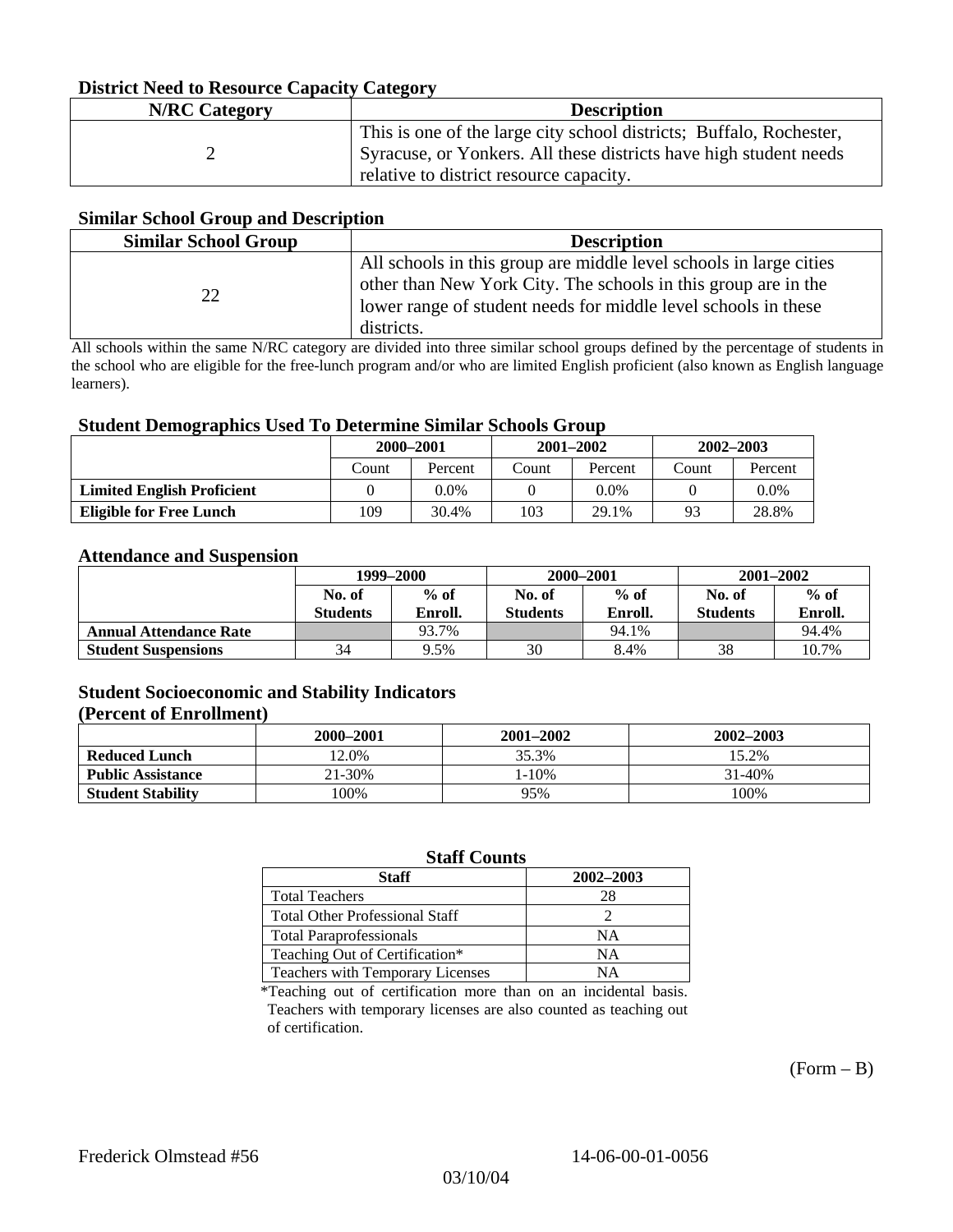### District Need to Resource Capacity Category

| N/RC Category | Description |
|---|---|
| 2 | This is one of the large city school districts; Buffalo, Rochester, Syracuse, or Yonkers. All these districts have high student needs relative to district resource capacity. |

### Similar School Group and Description

| Similar School Group | Description |
|---|---|
| 22 | All schools in this group are middle level schools in large cities other than New York City. The schools in this group are in the lower range of student needs for middle level schools in these districts. |

All schools within the same N/RC category are divided into three similar school groups defined by the percentage of students in the school who are eligible for the free-lunch program and/or who are limited English proficient (also known as English language learners).

### Student Demographics Used To Determine Similar Schools Group

| | 2000–2001 | | 2001–2002 | | 2002–2003 | |
|---|---|---|---|---|---|---|
| | Count | Percent | Count | Percent | Count | Percent |
| **Limited English Proficient** | 0 | 0.0% | 0 | 0.0% | 0 | 0.0% |
| **Eligible for Free Lunch** | 109 | 30.4% | 103 | 29.1% | 93 | 28.8% |

### Attendance and Suspension

| | 1999–2000 | | 2000–2001 | | 2001–2002 | |
|---|---|---|---|---|---|---|
| | No. of Students | % of Enroll. | No. of Students | % of Enroll. | No. of Students | % of Enroll. |
| **Annual Attendance Rate** | | 93.7% | | 94.1% | | 94.4% |
| **Student Suspensions** | 34 | 9.5% | 30 | 8.4% | 38 | 10.7% |

### Student Socioeconomic and Stability Indicators (Percent of Enrollment)

| | 2000–2001 | 2001–2002 | 2002–2003 |
|---|---|---|---|
| **Reduced Lunch** | 12.0% | 35.3% | 15.2% |
| **Public Assistance** | 21-30% | 1-10% | 31-40% |
| **Student Stability** | 100% | 95% | 100% |

### Staff Counts

| Staff | 2002–2003 |
|---|---|
| Total Teachers | 28 |
| Total Other Professional Staff | 2 |
| Total Paraprofessionals | NA |
| Teaching Out of Certification* | NA |
| Teachers with Temporary Licenses | NA |

*Teaching out of certification more than on an incidental basis. Teachers with temporary licenses are also counted as teaching out of certification.

(Form – B)

Frederick Olmstead #56 14-06-00-01-0056

03/10/04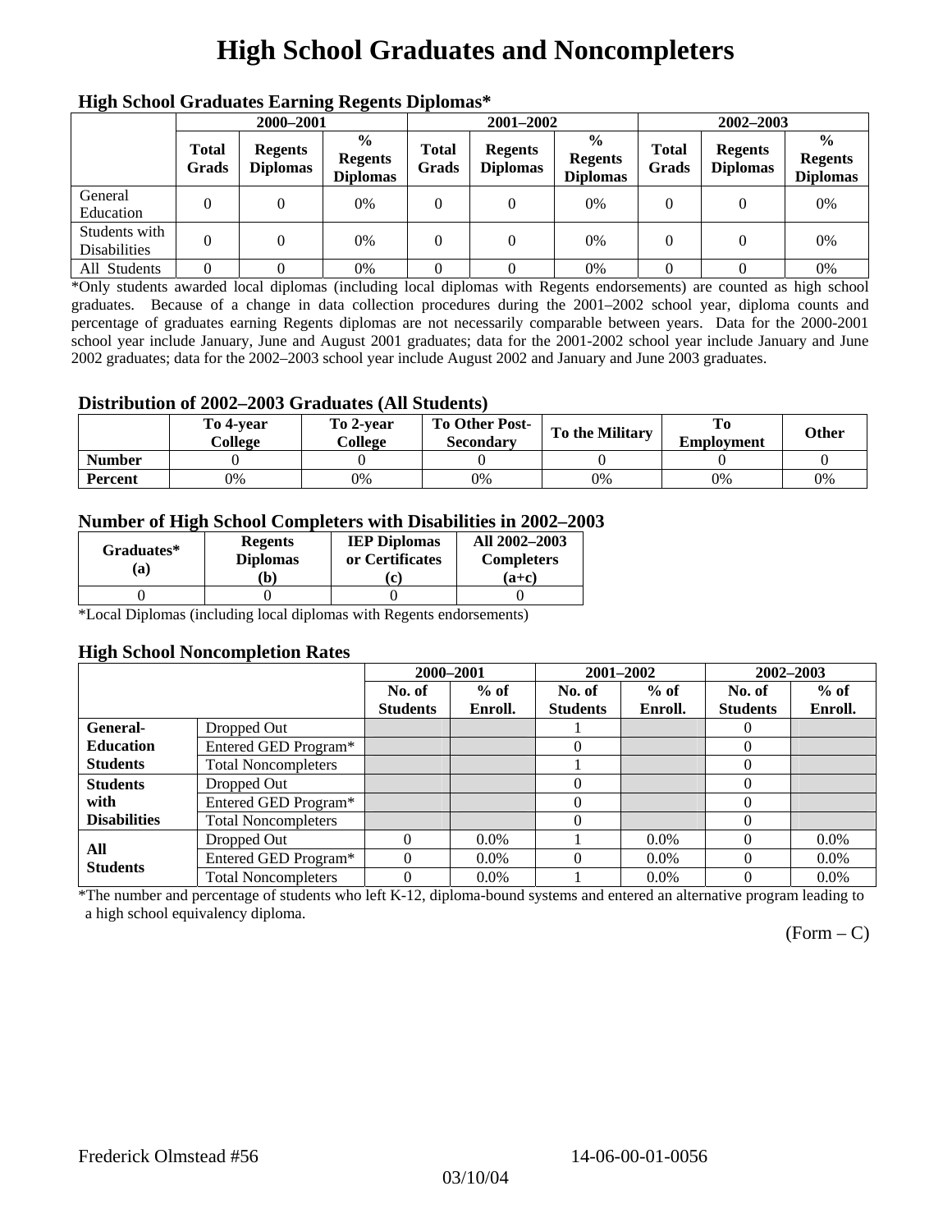# High School Graduates and Noncompleters

### High School Graduates Earning Regents Diplomas*

| | 2000–2001 | | | 2001–2002 | | | 2002–2003 | | |
|---|---|---|---|---|---|---|---|---|---|
| | Total Grads | Regents Diplomas | % Regents Diplomas | Total Grads | Regents Diplomas | % Regents Diplomas | Total Grads | Regents Diplomas | % Regents Diplomas |
| General Education | 0 | 0 | 0% | 0 | 0 | 0% | 0 | 0 | 0% |
| Students with Disabilities | 0 | 0 | 0% | 0 | 0 | 0% | 0 | 0 | 0% |
| All Students | 0 | 0 | 0% | 0 | 0 | 0% | 0 | 0 | 0% |

*Only students awarded local diplomas (including local diplomas with Regents endorsements) are counted as high school graduates. Because of a change in data collection procedures during the 2001–2002 school year, diploma counts and percentage of graduates earning Regents diplomas are not necessarily comparable between years. Data for the 2000-2001 school year include January, June and August 2001 graduates; data for the 2001-2002 school year include January and June 2002 graduates; data for the 2002–2003 school year include August 2002 and January and June 2003 graduates.

### Distribution of 2002–2003 Graduates (All Students)

| | To 4-year College | To 2-year College | To Other Post-Secondary | To the Military | To Employment | Other |
|---|---|---|---|---|---|---|
| Number | 0 | 0 | 0 | 0 | 0 | 0 |
| Percent | 0% | 0% | 0% | 0% | 0% | 0% |

### Number of High School Completers with Disabilities in 2002–2003

| Graduates* (a) | Regents Diplomas (b) | IEP Diplomas or Certificates (c) | All 2002–2003 Completers (a+c) |
|---|---|---|---|
| 0 | 0 | 0 | 0 |

*Local Diplomas (including local diplomas with Regents endorsements)

### High School Noncompletion Rates

| | | 2000–2001 | | 2001–2002 | | 2002–2003 | |
|---|---|---|---|---|---|---|---|
| | | No. of Students | % of Enroll. | No. of Students | % of Enroll. | No. of Students | % of Enroll. |
| General-Education Students | Dropped Out | | | 1 | | 0 | |
| | Entered GED Program* | | | 0 | | 0 | |
| | Total Noncompleters | | | 1 | | 0 | |
| Students with Disabilities | Dropped Out | | | 0 | | 0 | |
| | Entered GED Program* | | | 0 | | 0 | |
| | Total Noncompleters | | | 0 | | 0 | |
| All Students | Dropped Out | 0 | 0.0% | 1 | 0.0% | 0 | 0.0% |
| | Entered GED Program* | 0 | 0.0% | 0 | 0.0% | 0 | 0.0% |
| | Total Noncompleters | 0 | 0.0% | 1 | 0.0% | 0 | 0.0% |

*The number and percentage of students who left K-12, diploma-bound systems and entered an alternative program leading to a high school equivalency diploma.

(Form – C)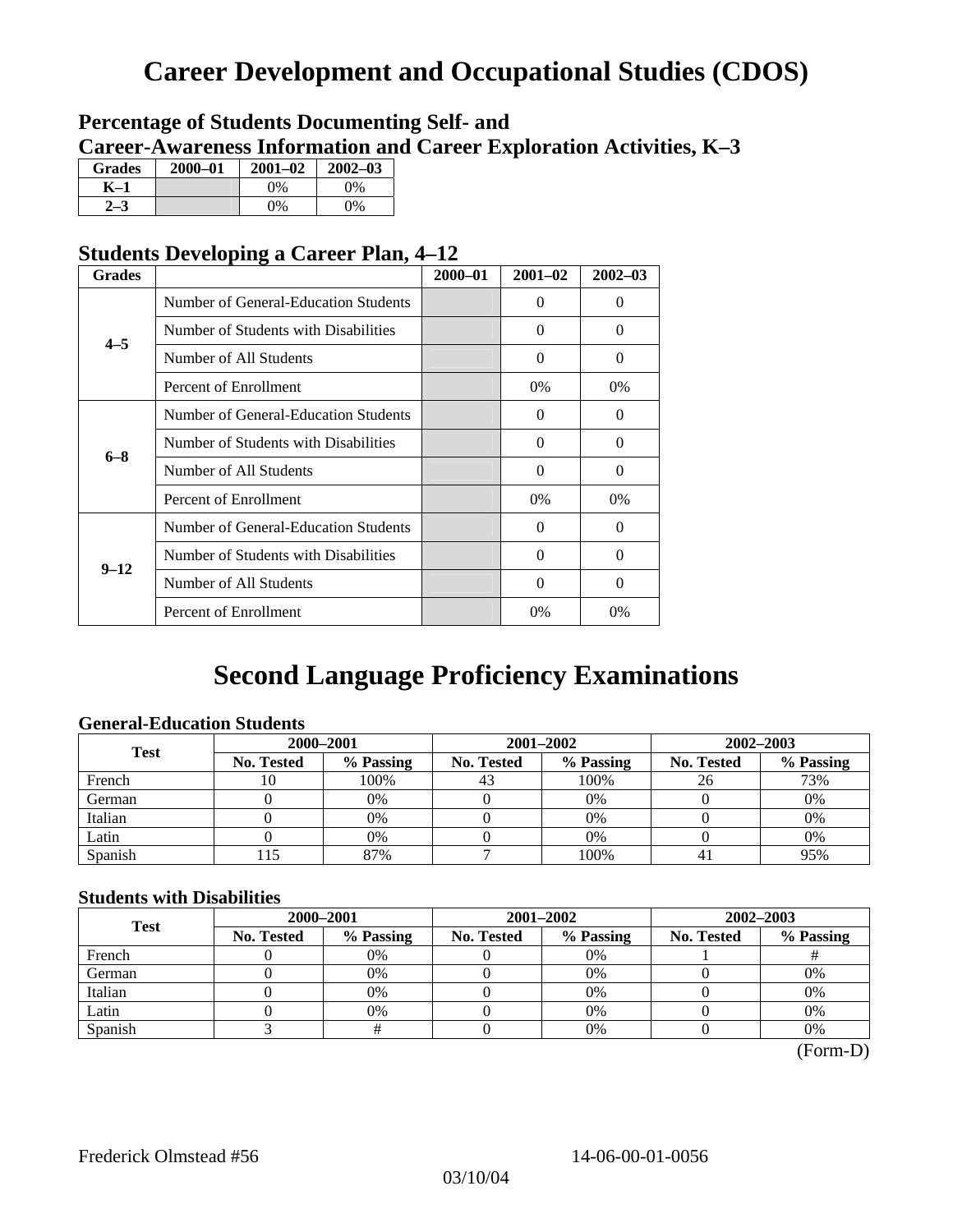# Career Development and Occupational Studies (CDOS)

## Percentage of Students Documenting Self- and Career-Awareness Information and Career Exploration Activities, K–3

| Grades | 2000–01 | 2001–02 | 2002–03 |
|---|---|---|---|
| K–1 | | 0% | 0% |
| 2–3 | | 0% | 0% |

## Students Developing a Career Plan, 4–12

| Grades | | 2000–01 | 2001–02 | 2002–03 |
|---|---|---|---|---|
| 4–5 | Number of General-Education Students | | 0 | 0 |
| | Number of Students with Disabilities | | 0 | 0 |
| | Number of All Students | | 0 | 0 |
| | Percent of Enrollment | | 0% | 0% |
| 6–8 | Number of General-Education Students | | 0 | 0 |
| | Number of Students with Disabilities | | 0 | 0 |
| | Number of All Students | | 0 | 0 |
| | Percent of Enrollment | | 0% | 0% |
| 9–12 | Number of General-Education Students | | 0 | 0 |
| | Number of Students with Disabilities | | 0 | 0 |
| | Number of All Students | | 0 | 0 |
| | Percent of Enrollment | | 0% | 0% |

# Second Language Proficiency Examinations

### General-Education Students

| Test | 2000–2001 | | 2001–2002 | | 2002–2003 | |
|---|---|---|---|---|---|---|
| | No. Tested | % Passing | No. Tested | % Passing | No. Tested | % Passing |
| French | 10 | 100% | 43 | 100% | 26 | 73% |
| German | 0 | 0% | 0 | 0% | 0 | 0% |
| Italian | 0 | 0% | 0 | 0% | 0 | 0% |
| Latin | 0 | 0% | 0 | 0% | 0 | 0% |
| Spanish | 115 | 87% | 7 | 100% | 41 | 95% |

### Students with Disabilities

| Test | 2000–2001 | | 2001–2002 | | 2002–2003 | |
|---|---|---|---|---|---|---|
| | No. Tested | % Passing | No. Tested | % Passing | No. Tested | % Passing |
| French | 0 | 0% | 0 | 0% | 1 | # |
| German | 0 | 0% | 0 | 0% | 0 | 0% |
| Italian | 0 | 0% | 0 | 0% | 0 | 0% |
| Latin | 0 | 0% | 0 | 0% | 0 | 0% |
| Spanish | 3 | # | 0 | 0% | 0 | 0% |

(Form-D)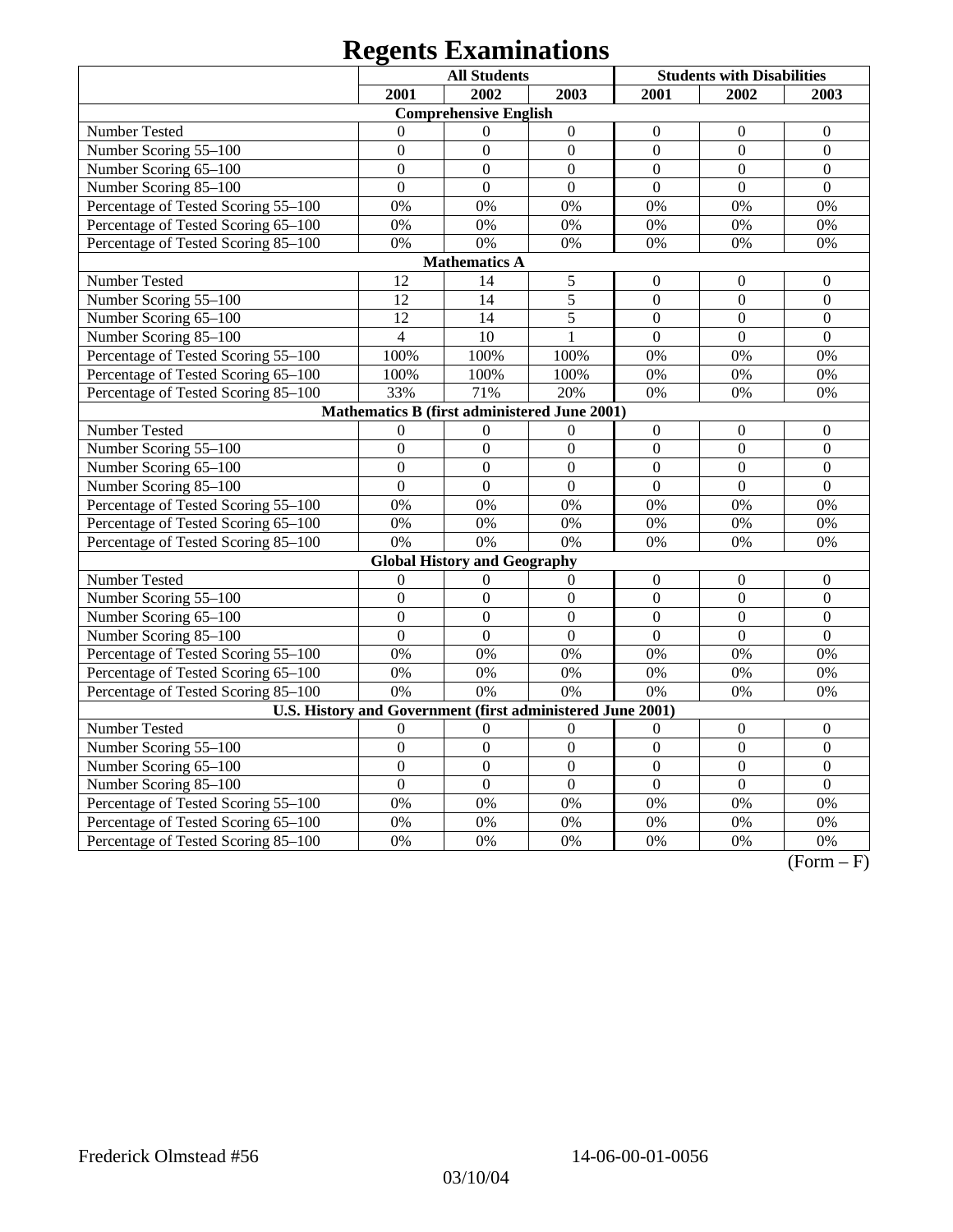# Regents Examinations

| | All Students | | | Students with Disabilities | | |
|---|---|---|---|---|---|---|
| | 2001 | 2002 | 2003 | 2001 | 2002 | 2003 |
| **Comprehensive English** | | | | | | |
| Number Tested | 0 | 0 | 0 | 0 | 0 | 0 |
| Number Scoring 55–100 | 0 | 0 | 0 | 0 | 0 | 0 |
| Number Scoring 65–100 | 0 | 0 | 0 | 0 | 0 | 0 |
| Number Scoring 85–100 | 0 | 0 | 0 | 0 | 0 | 0 |
| Percentage of Tested Scoring 55–100 | 0% | 0% | 0% | 0% | 0% | 0% |
| Percentage of Tested Scoring 65–100 | 0% | 0% | 0% | 0% | 0% | 0% |
| Percentage of Tested Scoring 85–100 | 0% | 0% | 0% | 0% | 0% | 0% |
| **Mathematics A** | | | | | | |
| Number Tested | 12 | 14 | 5 | 0 | 0 | 0 |
| Number Scoring 55–100 | 12 | 14 | 5 | 0 | 0 | 0 |
| Number Scoring 65–100 | 12 | 14 | 5 | 0 | 0 | 0 |
| Number Scoring 85–100 | 4 | 10 | 1 | 0 | 0 | 0 |
| Percentage of Tested Scoring 55–100 | 100% | 100% | 100% | 0% | 0% | 0% |
| Percentage of Tested Scoring 65–100 | 100% | 100% | 100% | 0% | 0% | 0% |
| Percentage of Tested Scoring 85–100 | 33% | 71% | 20% | 0% | 0% | 0% |
| **Mathematics B (first administered June 2001)** | | | | | | |
| Number Tested | 0 | 0 | 0 | 0 | 0 | 0 |
| Number Scoring 55–100 | 0 | 0 | 0 | 0 | 0 | 0 |
| Number Scoring 65–100 | 0 | 0 | 0 | 0 | 0 | 0 |
| Number Scoring 85–100 | 0 | 0 | 0 | 0 | 0 | 0 |
| Percentage of Tested Scoring 55–100 | 0% | 0% | 0% | 0% | 0% | 0% |
| Percentage of Tested Scoring 65–100 | 0% | 0% | 0% | 0% | 0% | 0% |
| Percentage of Tested Scoring 85–100 | 0% | 0% | 0% | 0% | 0% | 0% |
| **Global History and Geography** | | | | | | |
| Number Tested | 0 | 0 | 0 | 0 | 0 | 0 |
| Number Scoring 55–100 | 0 | 0 | 0 | 0 | 0 | 0 |
| Number Scoring 65–100 | 0 | 0 | 0 | 0 | 0 | 0 |
| Number Scoring 85–100 | 0 | 0 | 0 | 0 | 0 | 0 |
| Percentage of Tested Scoring 55–100 | 0% | 0% | 0% | 0% | 0% | 0% |
| Percentage of Tested Scoring 65–100 | 0% | 0% | 0% | 0% | 0% | 0% |
| Percentage of Tested Scoring 85–100 | 0% | 0% | 0% | 0% | 0% | 0% |
| **U.S. History and Government (first administered June 2001)** | | | | | | |
| Number Tested | 0 | 0 | 0 | 0 | 0 | 0 |
| Number Scoring 55–100 | 0 | 0 | 0 | 0 | 0 | 0 |
| Number Scoring 65–100 | 0 | 0 | 0 | 0 | 0 | 0 |
| Number Scoring 85–100 | 0 | 0 | 0 | 0 | 0 | 0 |
| Percentage of Tested Scoring 55–100 | 0% | 0% | 0% | 0% | 0% | 0% |
| Percentage of Tested Scoring 65–100 | 0% | 0% | 0% | 0% | 0% | 0% |
| Percentage of Tested Scoring 85–100 | 0% | 0% | 0% | 0% | 0% | 0% |

(Form – F)

Frederick Olmstead #56    14-06-00-01-0056

03/10/04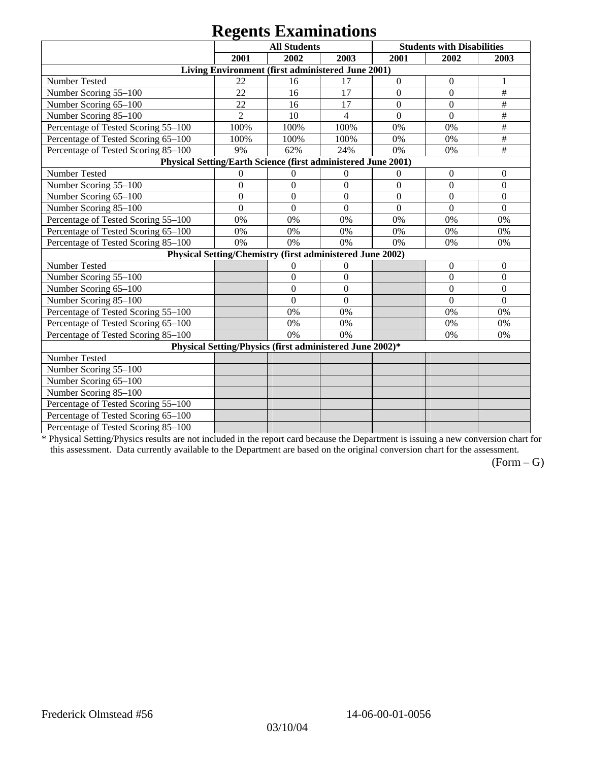# Regents Examinations

| | All Students | | | Students with Disabilities | | |
|---|---|---|---|---|---|---|
| | 2001 | 2002 | 2003 | 2001 | 2002 | 2003 |
| **Living Environment (first administered June 2001)** | | | | | | |
| Number Tested | 22 | 16 | 17 | 0 | 0 | 1 |
| Number Scoring 55–100 | 22 | 16 | 17 | 0 | 0 | # |
| Number Scoring 65–100 | 22 | 16 | 17 | 0 | 0 | # |
| Number Scoring 85–100 | 2 | 10 | 4 | 0 | 0 | # |
| Percentage of Tested Scoring 55–100 | 100% | 100% | 100% | 0% | 0% | # |
| Percentage of Tested Scoring 65–100 | 100% | 100% | 100% | 0% | 0% | # |
| Percentage of Tested Scoring 85–100 | 9% | 62% | 24% | 0% | 0% | # |
| **Physical Setting/Earth Science (first administered June 2001)** | | | | | | |
| Number Tested | 0 | 0 | 0 | 0 | 0 | 0 |
| Number Scoring 55–100 | 0 | 0 | 0 | 0 | 0 | 0 |
| Number Scoring 65–100 | 0 | 0 | 0 | 0 | 0 | 0 |
| Number Scoring 85–100 | 0 | 0 | 0 | 0 | 0 | 0 |
| Percentage of Tested Scoring 55–100 | 0% | 0% | 0% | 0% | 0% | 0% |
| Percentage of Tested Scoring 65–100 | 0% | 0% | 0% | 0% | 0% | 0% |
| Percentage of Tested Scoring 85–100 | 0% | 0% | 0% | 0% | 0% | 0% |
| **Physical Setting/Chemistry (first administered June 2002)** | | | | | | |
| Number Tested | | 0 | 0 | | 0 | 0 |
| Number Scoring 55–100 | | 0 | 0 | | 0 | 0 |
| Number Scoring 65–100 | | 0 | 0 | | 0 | 0 |
| Number Scoring 85–100 | | 0 | 0 | | 0 | 0 |
| Percentage of Tested Scoring 55–100 | | 0% | 0% | | 0% | 0% |
| Percentage of Tested Scoring 65–100 | | 0% | 0% | | 0% | 0% |
| Percentage of Tested Scoring 85–100 | | 0% | 0% | | 0% | 0% |
| **Physical Setting/Physics (first administered June 2002)*** | | | | | | |
| Number Tested | | | | | | |
| Number Scoring 55–100 | | | | | | |
| Number Scoring 65–100 | | | | | | |
| Number Scoring 85–100 | | | | | | |
| Percentage of Tested Scoring 55–100 | | | | | | |
| Percentage of Tested Scoring 65–100 | | | | | | |
| Percentage of Tested Scoring 85–100 | | | | | | |

* Physical Setting/Physics results are not included in the report card because the Department is issuing a new conversion chart for this assessment. Data currently available to the Department are based on the original conversion chart for the assessment.

(Form – G)

Frederick Olmstead #56 14-06-00-01-0056

03/10/04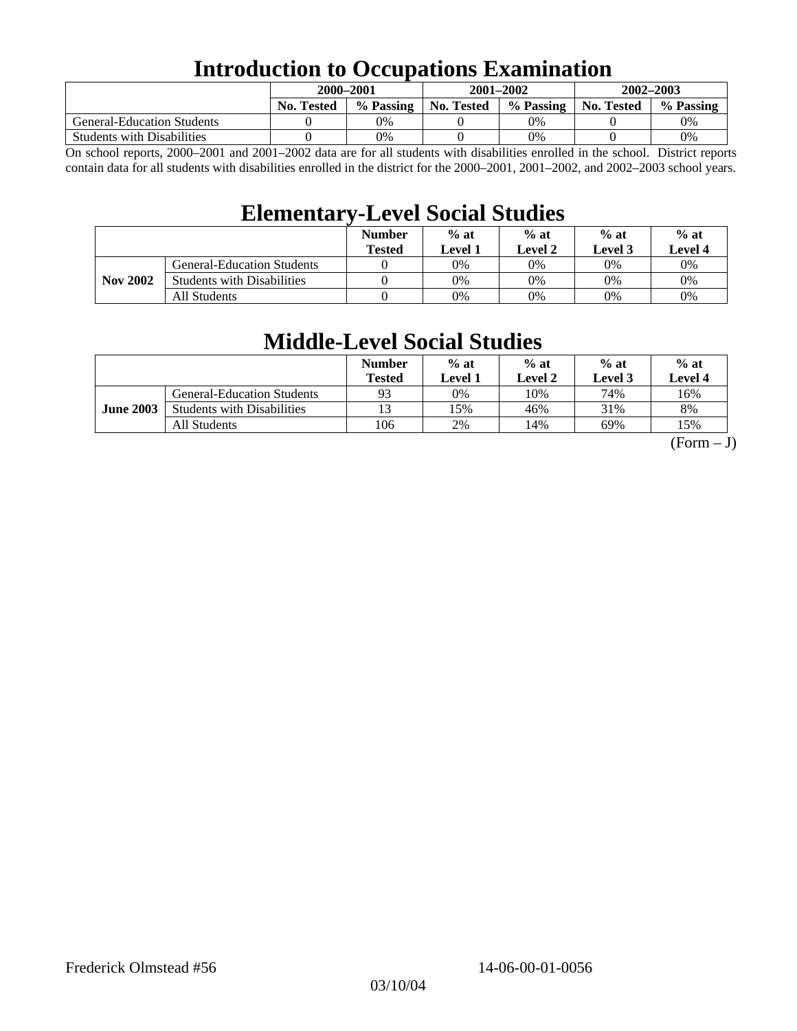# Introduction to Occupations Examination

| | 2000–2001 | | 2001–2002 | | 2002–2003 | |
|---|---|---|---|---|---|---|
| | No. Tested | % Passing | No. Tested | % Passing | No. Tested | % Passing |
| General-Education Students | 0 | 0% | 0 | 0% | 0 | 0% |
| Students with Disabilities | 0 | 0% | 0 | 0% | 0 | 0% |

On school reports, 2000–2001 and 2001–2002 data are for all students with disabilities enrolled in the school. District reports contain data for all students with disabilities enrolled in the district for the 2000–2001, 2001–2002, and 2002–2003 school years.

# Elementary-Level Social Studies

| | | Number Tested | % at Level 1 | % at Level 2 | % at Level 3 | % at Level 4 |
|---|---|---|---|---|---|---|
| Nov 2002 | General-Education Students | 0 | 0% | 0% | 0% | 0% |
| | Students with Disabilities | 0 | 0% | 0% | 0% | 0% |
| | All Students | 0 | 0% | 0% | 0% | 0% |

# Middle-Level Social Studies

| | | Number Tested | % at Level 1 | % at Level 2 | % at Level 3 | % at Level 4 |
|---|---|---|---|---|---|---|
| June 2003 | General-Education Students | 93 | 0% | 10% | 74% | 16% |
| | Students with Disabilities | 13 | 15% | 46% | 31% | 8% |
| | All Students | 106 | 2% | 14% | 69% | 15% |

(Form – J)

Frederick Olmstead #56 14-06-00-01-0056

03/10/04